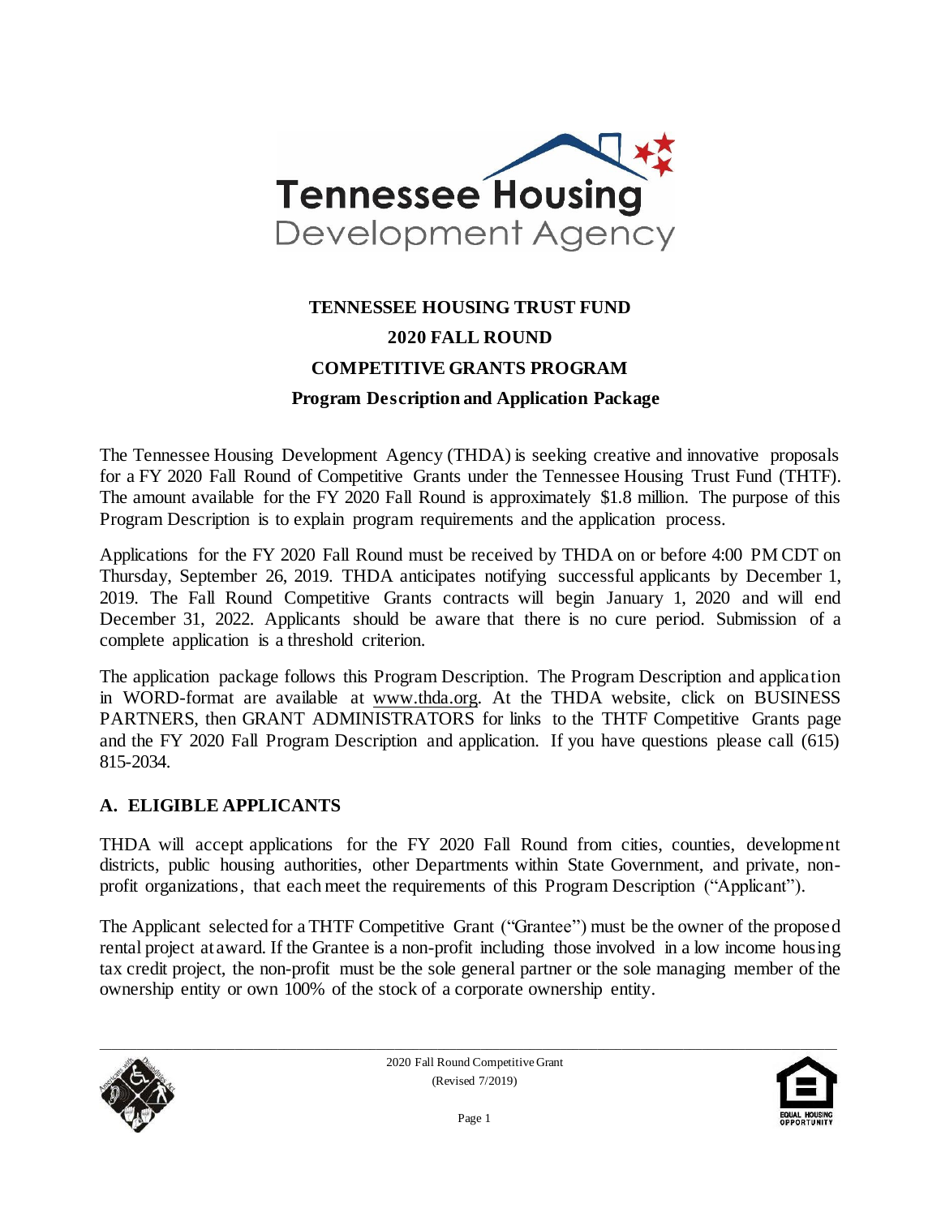# TENNESSEE HOUSING TRUST FUND

## 2020 FALL ROUND

## COMPETITIVE GRANTS PROGRAM

### Program Description and Application Package

The Tennessee Housing Development Agency (THDA) is seeking creative and innovative proposals for a FY 2020 Fall Round of Competitive Grants under the Tennessee Housing Trust Fund (THTF). The amount available for the FY 2020 Fall Round is approximately $1.8 million. The purpose of this Program Description is to explain program requirements and the application process.

Applications for the FY 2020 Fall Round must be received by THDA on or before 4:00 PM CDT on Thursday, September 26, 2019. THDA anticipates notifying successful applicants by December 1, 2019. The Fall Round Competitive Grants contracts will begin January 1, 2020 and will end December 31, 2022. Applicants should be aware that there is no cure period. Submission of a complete application is a threshold criterion.

The application package follows this Program Description. The Program Description and application in WORD-format are available at www.thda.org. At the THDA website, click on BUSINESS PARTNERS, then GRANT ADMINISTRATORS for links to the THTF Competitive Grants page and the FY 2020 Fall Program Description and application. If you have questions please call (615) 815-2034.

## A. ELIGIBLE APPLICANTS

THDA will accept applications for the FY 2020 Fall Round from cities, counties, development districts, public housing authorities, other Departments within State Government, and private, non-profit organizations, that each meet the requirements of this Program Description ("Applicant").

The Applicant selected for a THTF Competitive Grant ("Grantee") must be the owner of the proposed rental project at award. If the Grantee is a non-profit including those involved in a low income housing tax credit project, the non-profit must be the sole general partner or the sole managing member of the ownership entity or own 100% of the stock of a corporate ownership entity.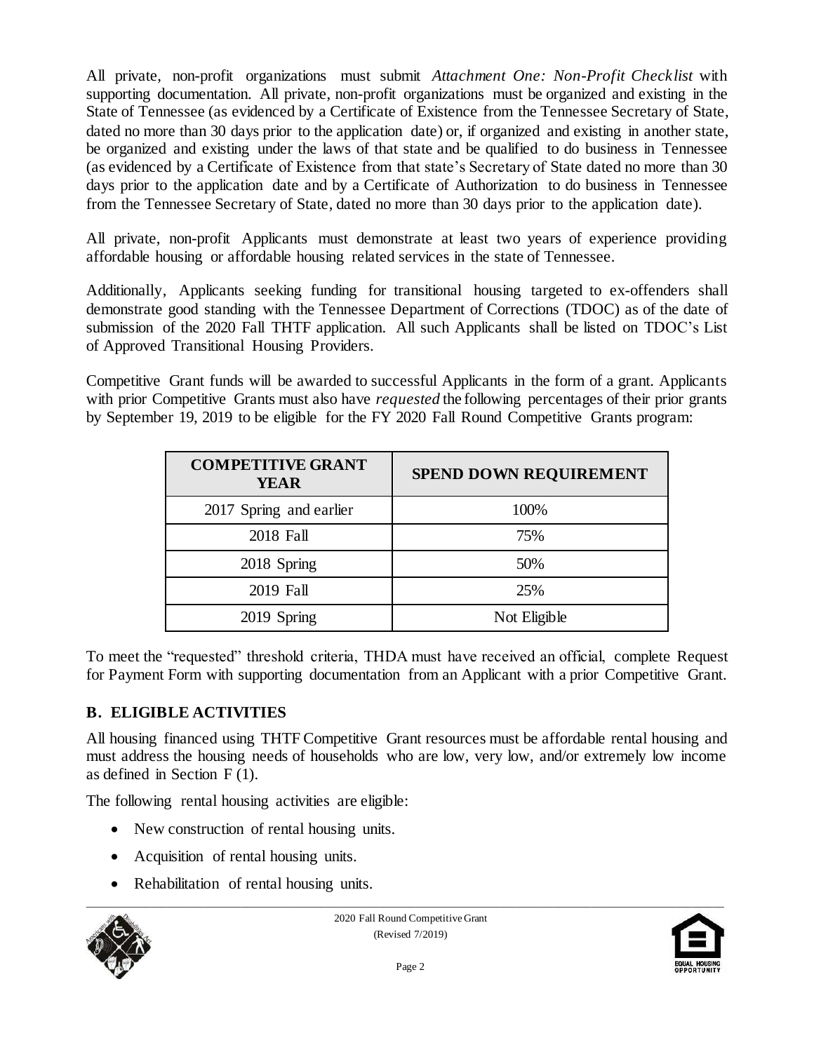All private, non-profit organizations must submit *Attachment One: Non-Profit Checklist* with supporting documentation. All private, non-profit organizations must be organized and existing in the State of Tennessee (as evidenced by a Certificate of Existence from the Tennessee Secretary of State, dated no more than 30 days prior to the application date) or, if organized and existing in another state, be organized and existing under the laws of that state and be qualified to do business in Tennessee (as evidenced by a Certificate of Existence from that state's Secretary of State dated no more than 30 days prior to the application date and by a Certificate of Authorization to do business in Tennessee from the Tennessee Secretary of State, dated no more than 30 days prior to the application date).

All private, non-profit Applicants must demonstrate at least two years of experience providing affordable housing or affordable housing related services in the state of Tennessee.

Additionally, Applicants seeking funding for transitional housing targeted to ex-offenders shall demonstrate good standing with the Tennessee Department of Corrections (TDOC) as of the date of submission of the 2020 Fall THTF application. All such Applicants shall be listed on TDOC's List of Approved Transitional Housing Providers.

Competitive Grant funds will be awarded to successful Applicants in the form of a grant. Applicants with prior Competitive Grants must also have *requested* the following percentages of their prior grants by September 19, 2019 to be eligible for the FY 2020 Fall Round Competitive Grants program:

| COMPETITIVE GRANT YEAR | SPEND DOWN REQUIREMENT |
|---|---|
| 2017 Spring and earlier | 100% |
| 2018 Fall | 75% |
| 2018 Spring | 50% |
| 2019 Fall | 25% |
| 2019 Spring | Not Eligible |

To meet the "requested" threshold criteria, THDA must have received an official, complete Request for Payment Form with supporting documentation from an Applicant with a prior Competitive Grant.

## B. ELIGIBLE ACTIVITIES

All housing financed using THTF Competitive Grant resources must be affordable rental housing and must address the housing needs of households who are low, very low, and/or extremely low income as defined in Section F (1).

The following rental housing activities are eligible:

- New construction of rental housing units.
- Acquisition of rental housing units.
- Rehabilitation of rental housing units.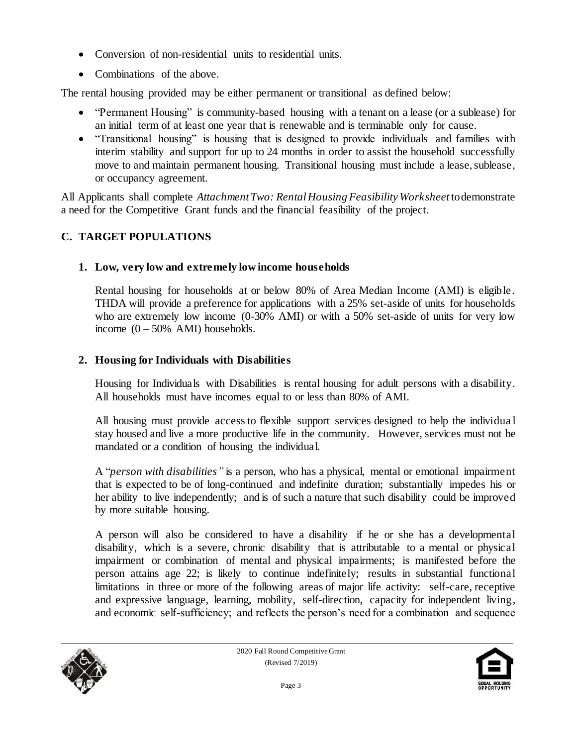- Conversion of non-residential units to residential units.
- Combinations of the above.

The rental housing provided may be either permanent or transitional as defined below:

- "Permanent Housing" is community-based housing with a tenant on a lease (or a sublease) for an initial term of at least one year that is renewable and is terminable only for cause.
- "Transitional housing" is housing that is designed to provide individuals and families with interim stability and support for up to 24 months in order to assist the household successfully move to and maintain permanent housing. Transitional housing must include a lease, sublease, or occupancy agreement.

All Applicants shall complete *Attachment Two: Rental Housing Feasibility Worksheet* to demonstrate a need for the Competitive Grant funds and the financial feasibility of the project.

## C. TARGET POPULATIONS

### 1. Low, very low and extremely low income households

Rental housing for households at or below 80% of Area Median Income (AMI) is eligible. THDA will provide a preference for applications with a 25% set-aside of units for households who are extremely low income (0-30% AMI) or with a 50% set-aside of units for very low income (0 – 50% AMI) households.

### 2. Housing for Individuals with Disabilities

Housing for Individuals with Disabilities is rental housing for adult persons with a disability. All households must have incomes equal to or less than 80% of AMI.

All housing must provide access to flexible support services designed to help the individual stay housed and live a more productive life in the community. However, services must not be mandated or a condition of housing the individual.

A "*person with disabilities"* is a person, who has a physical, mental or emotional impairment that is expected to be of long-continued and indefinite duration; substantially impedes his or her ability to live independently; and is of such a nature that such disability could be improved by more suitable housing.

A person will also be considered to have a disability if he or she has a developmental disability, which is a severe, chronic disability that is attributable to a mental or physical impairment or combination of mental and physical impairments; is manifested before the person attains age 22; is likely to continue indefinitely; results in substantial functional limitations in three or more of the following areas of major life activity: self-care, receptive and expressive language, learning, mobility, self-direction, capacity for independent living, and economic self-sufficiency; and reflects the person's need for a combination and sequence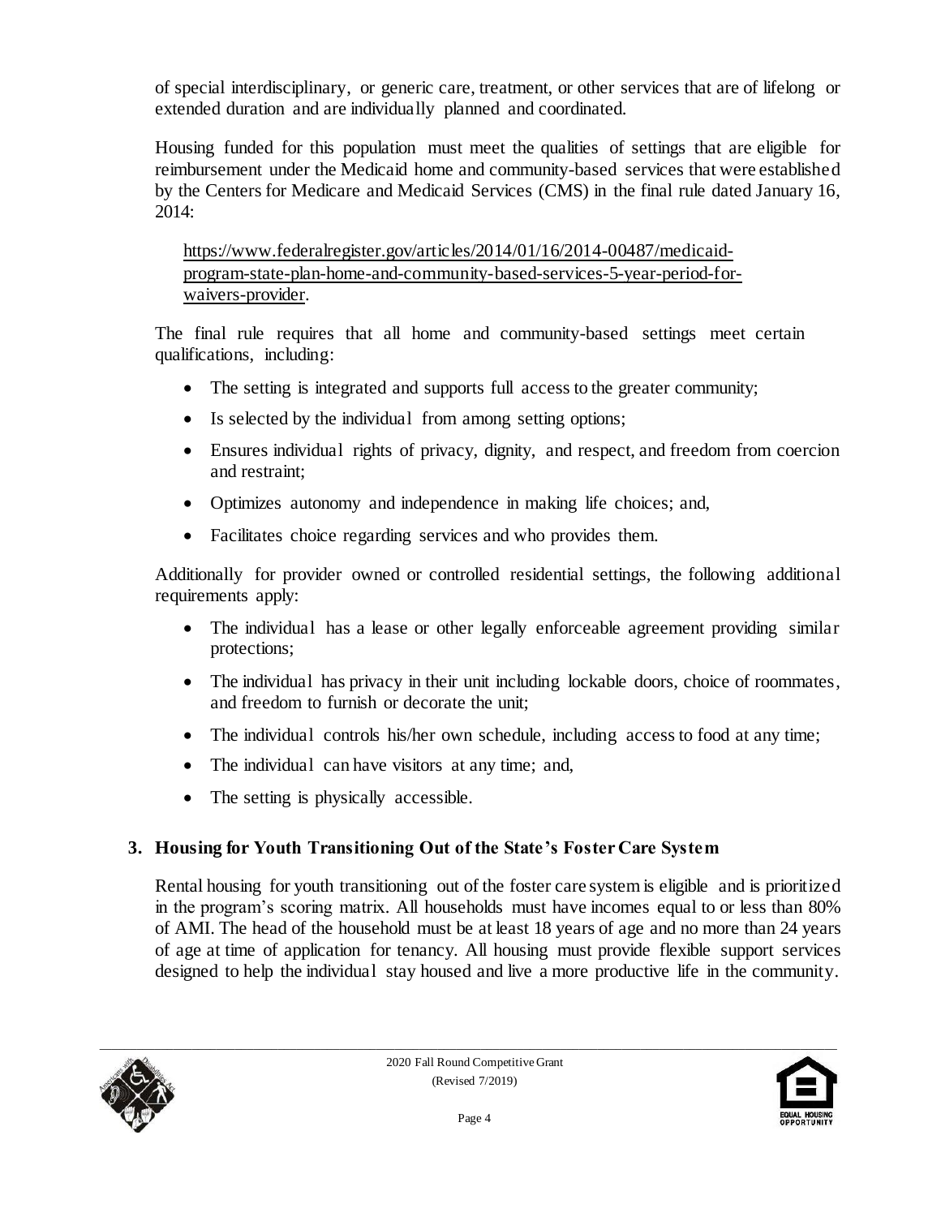of special interdisciplinary, or generic care, treatment, or other services that are of lifelong or extended duration and are individually planned and coordinated.

Housing funded for this population must meet the qualities of settings that are eligible for reimbursement under the Medicaid home and community-based services that were established by the Centers for Medicare and Medicaid Services (CMS) in the final rule dated January 16, 2014:

https://www.federalregister.gov/articles/2014/01/16/2014-00487/medicaid-program-state-plan-home-and-community-based-services-5-year-period-for-waivers-provider.

The final rule requires that all home and community-based settings meet certain qualifications, including:

- The setting is integrated and supports full access to the greater community;
- Is selected by the individual from among setting options;
- Ensures individual rights of privacy, dignity, and respect, and freedom from coercion and restraint;
- Optimizes autonomy and independence in making life choices; and,
- Facilitates choice regarding services and who provides them.

Additionally for provider owned or controlled residential settings, the following additional requirements apply:

- The individual has a lease or other legally enforceable agreement providing similar protections;
- The individual has privacy in their unit including lockable doors, choice of roommates, and freedom to furnish or decorate the unit;
- The individual controls his/her own schedule, including access to food at any time;
- The individual can have visitors at any time; and,
- The setting is physically accessible.

### 3. Housing for Youth Transitioning Out of the State's Foster Care System

Rental housing for youth transitioning out of the foster care system is eligible and is prioritized in the program's scoring matrix. All households must have incomes equal to or less than 80% of AMI. The head of the household must be at least 18 years of age and no more than 24 years of age at time of application for tenancy. All housing must provide flexible support services designed to help the individual stay housed and live a more productive life in the community.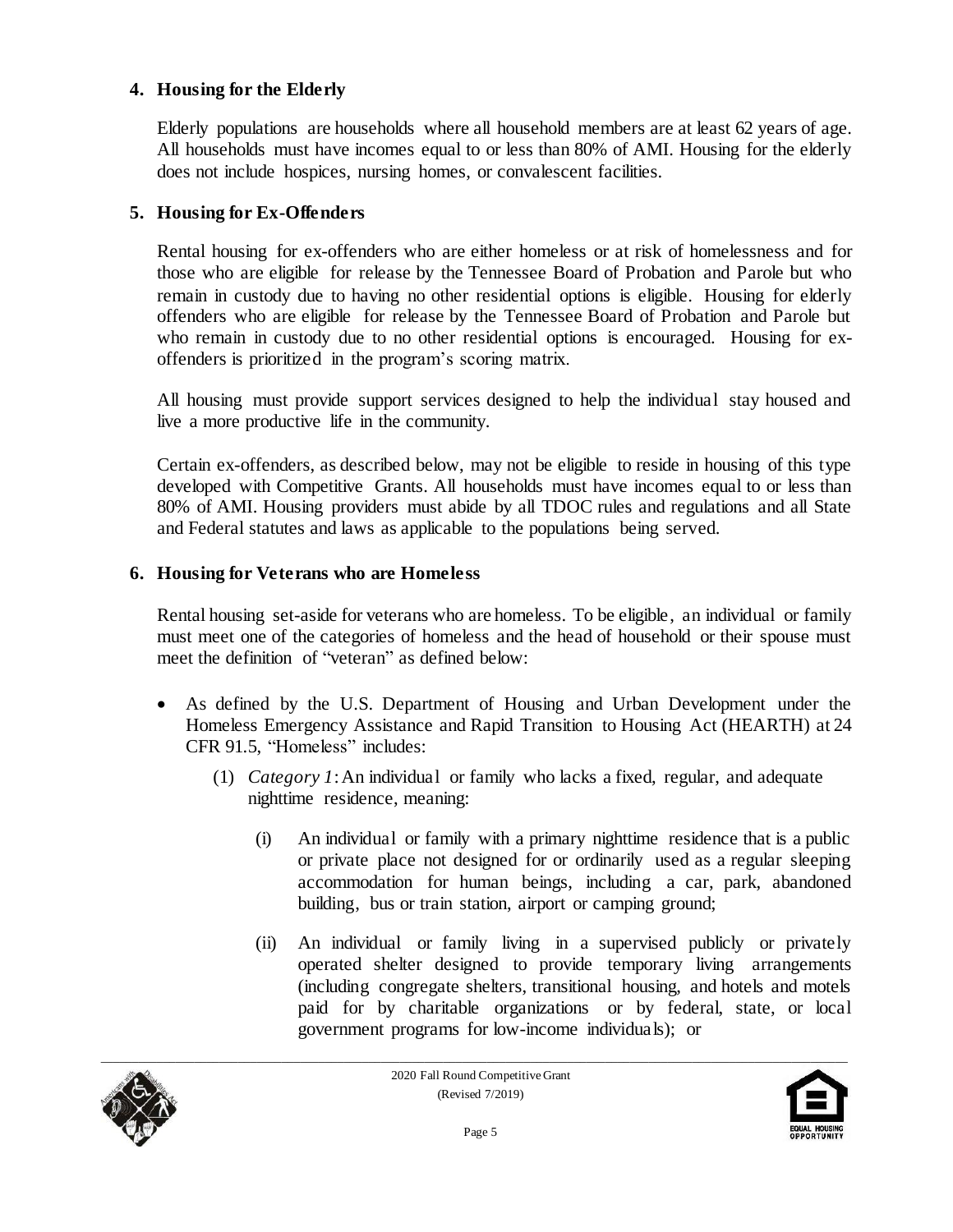### 4. Housing for the Elderly

Elderly populations are households where all household members are at least 62 years of age. All households must have incomes equal to or less than 80% of AMI. Housing for the elderly does not include hospices, nursing homes, or convalescent facilities.

### 5. Housing for Ex-Offenders

Rental housing for ex-offenders who are either homeless or at risk of homelessness and for those who are eligible for release by the Tennessee Board of Probation and Parole but who remain in custody due to having no other residential options is eligible. Housing for elderly offenders who are eligible for release by the Tennessee Board of Probation and Parole but who remain in custody due to no other residential options is encouraged. Housing for ex-offenders is prioritized in the program's scoring matrix.

All housing must provide support services designed to help the individual stay housed and live a more productive life in the community.

Certain ex-offenders, as described below, may not be eligible to reside in housing of this type developed with Competitive Grants. All households must have incomes equal to or less than 80% of AMI. Housing providers must abide by all TDOC rules and regulations and all State and Federal statutes and laws as applicable to the populations being served.

### 6. Housing for Veterans who are Homeless

Rental housing set-aside for veterans who are homeless. To be eligible, an individual or family must meet one of the categories of homeless and the head of household or their spouse must meet the definition of "veteran" as defined below:

- As defined by the U.S. Department of Housing and Urban Development under the Homeless Emergency Assistance and Rapid Transition to Housing Act (HEARTH) at 24 CFR 91.5, "Homeless" includes:
    - (1) *Category 1*: An individual or family who lacks a fixed, regular, and adequate nighttime residence, meaning:
        - (i) An individual or family with a primary nighttime residence that is a public or private place not designed for or ordinarily used as a regular sleeping accommodation for human beings, including a car, park, abandoned building, bus or train station, airport or camping ground;
        - (ii) An individual or family living in a supervised publicly or privately operated shelter designed to provide temporary living arrangements (including congregate shelters, transitional housing, and hotels and motels paid for by charitable organizations or by federal, state, or local government programs for low-income individuals); or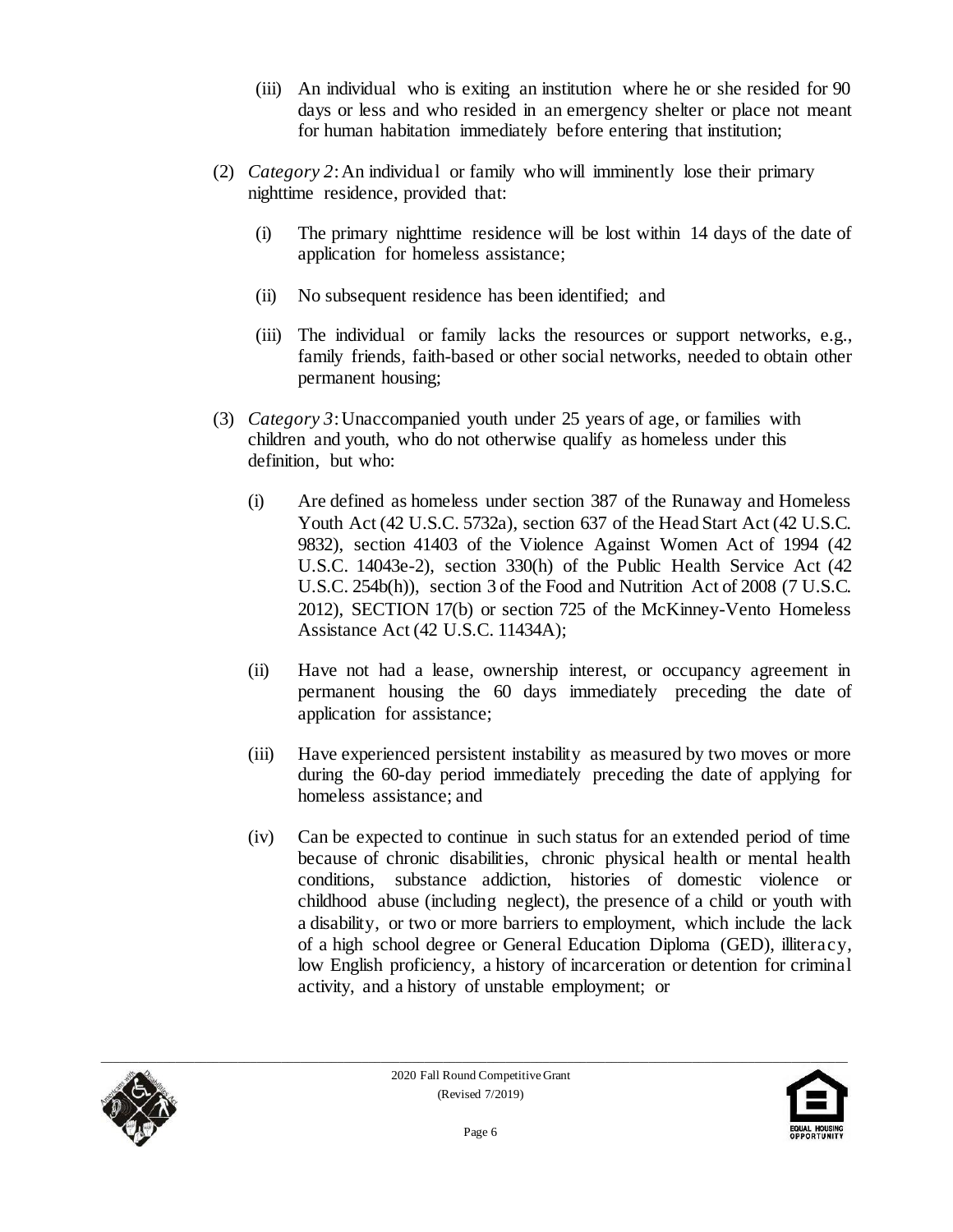(iii) An individual who is exiting an institution where he or she resided for 90 days or less and who resided in an emergency shelter or place not meant for human habitation immediately before entering that institution;

(2) *Category 2*: An individual or family who will imminently lose their primary nighttime residence, provided that:

(i) The primary nighttime residence will be lost within 14 days of the date of application for homeless assistance;

(ii) No subsequent residence has been identified; and

(iii) The individual or family lacks the resources or support networks, e.g., family friends, faith-based or other social networks, needed to obtain other permanent housing;

(3) *Category 3*: Unaccompanied youth under 25 years of age, or families with children and youth, who do not otherwise qualify as homeless under this definition, but who:

(i) Are defined as homeless under section 387 of the Runaway and Homeless Youth Act (42 U.S.C. 5732a), section 637 of the Head Start Act (42 U.S.C. 9832), section 41403 of the Violence Against Women Act of 1994 (42 U.S.C. 14043e-2), section 330(h) of the Public Health Service Act (42 U.S.C. 254b(h)), section 3 of the Food and Nutrition Act of 2008 (7 U.S.C. 2012), SECTION 17(b) or section 725 of the McKinney-Vento Homeless Assistance Act (42 U.S.C. 11434A);

(ii) Have not had a lease, ownership interest, or occupancy agreement in permanent housing the 60 days immediately preceding the date of application for assistance;

(iii) Have experienced persistent instability as measured by two moves or more during the 60-day period immediately preceding the date of applying for homeless assistance; and

(iv) Can be expected to continue in such status for an extended period of time because of chronic disabilities, chronic physical health or mental health conditions, substance addiction, histories of domestic violence or childhood abuse (including neglect), the presence of a child or youth with a disability, or two or more barriers to employment, which include the lack of a high school degree or General Education Diploma (GED), illiteracy, low English proficiency, a history of incarceration or detention for criminal activity, and a history of unstable employment; or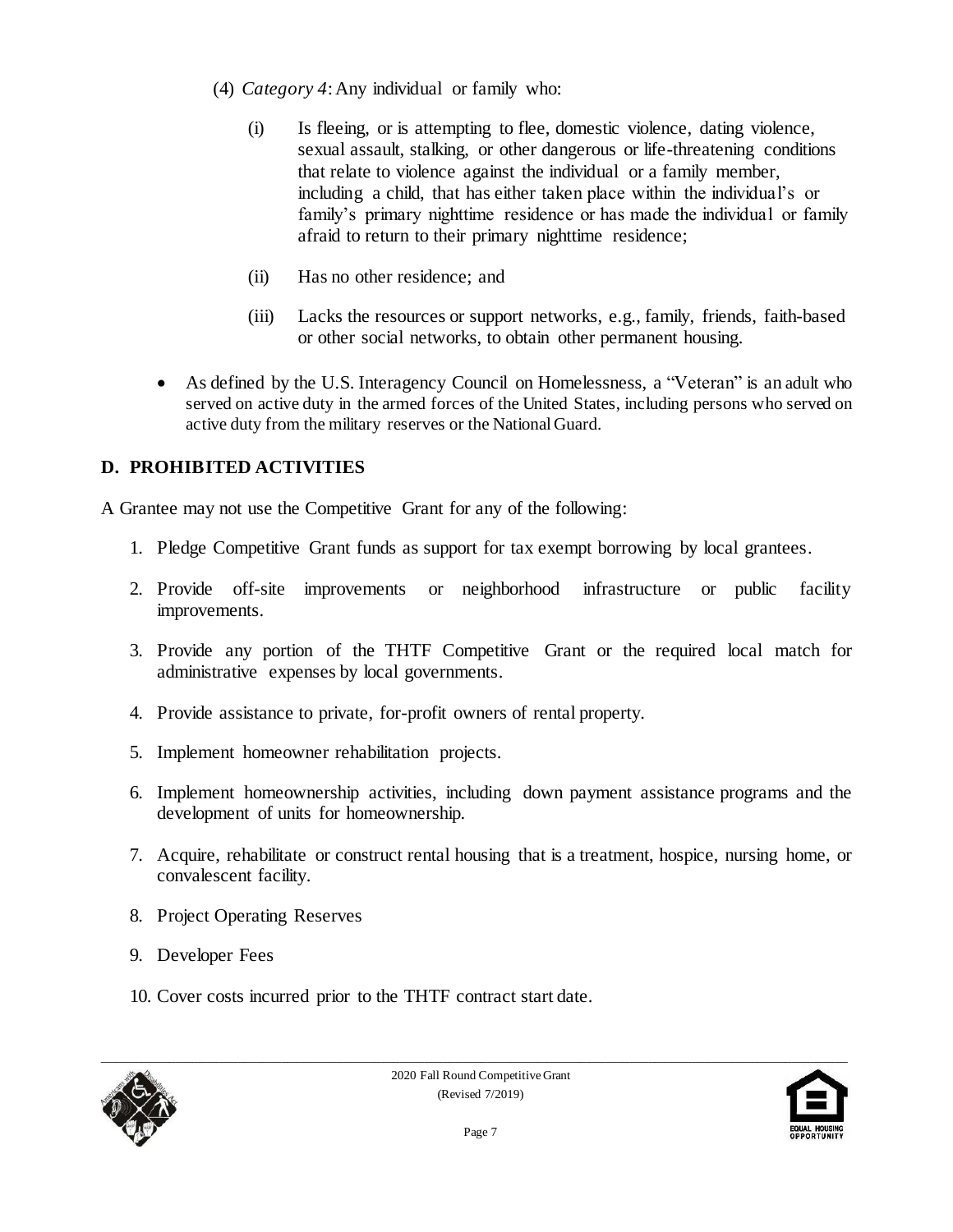(4) *Category 4*: Any individual or family who:

   (i) Is fleeing, or is attempting to flee, domestic violence, dating violence, sexual assault, stalking, or other dangerous or life-threatening conditions that relate to violence against the individual or a family member, including a child, that has either taken place within the individual's or family's primary nighttime residence or has made the individual or family afraid to return to their primary nighttime residence;

   (ii) Has no other residence; and

   (iii) Lacks the resources or support networks, e.g., family, friends, faith-based or other social networks, to obtain other permanent housing.

- As defined by the U.S. Interagency Council on Homelessness, a "Veteran" is an adult who served on active duty in the armed forces of the United States, including persons who served on active duty from the military reserves or the National Guard.

## D. PROHIBITED ACTIVITIES

A Grantee may not use the Competitive Grant for any of the following:

1. Pledge Competitive Grant funds as support for tax exempt borrowing by local grantees.
2. Provide off-site improvements or neighborhood infrastructure or public facility improvements.
3. Provide any portion of the THTF Competitive Grant or the required local match for administrative expenses by local governments.
4. Provide assistance to private, for-profit owners of rental property.
5. Implement homeowner rehabilitation projects.
6. Implement homeownership activities, including down payment assistance programs and the development of units for homeownership.
7. Acquire, rehabilitate or construct rental housing that is a treatment, hospice, nursing home, or convalescent facility.
8. Project Operating Reserves
9. Developer Fees
10. Cover costs incurred prior to the THTF contract start date.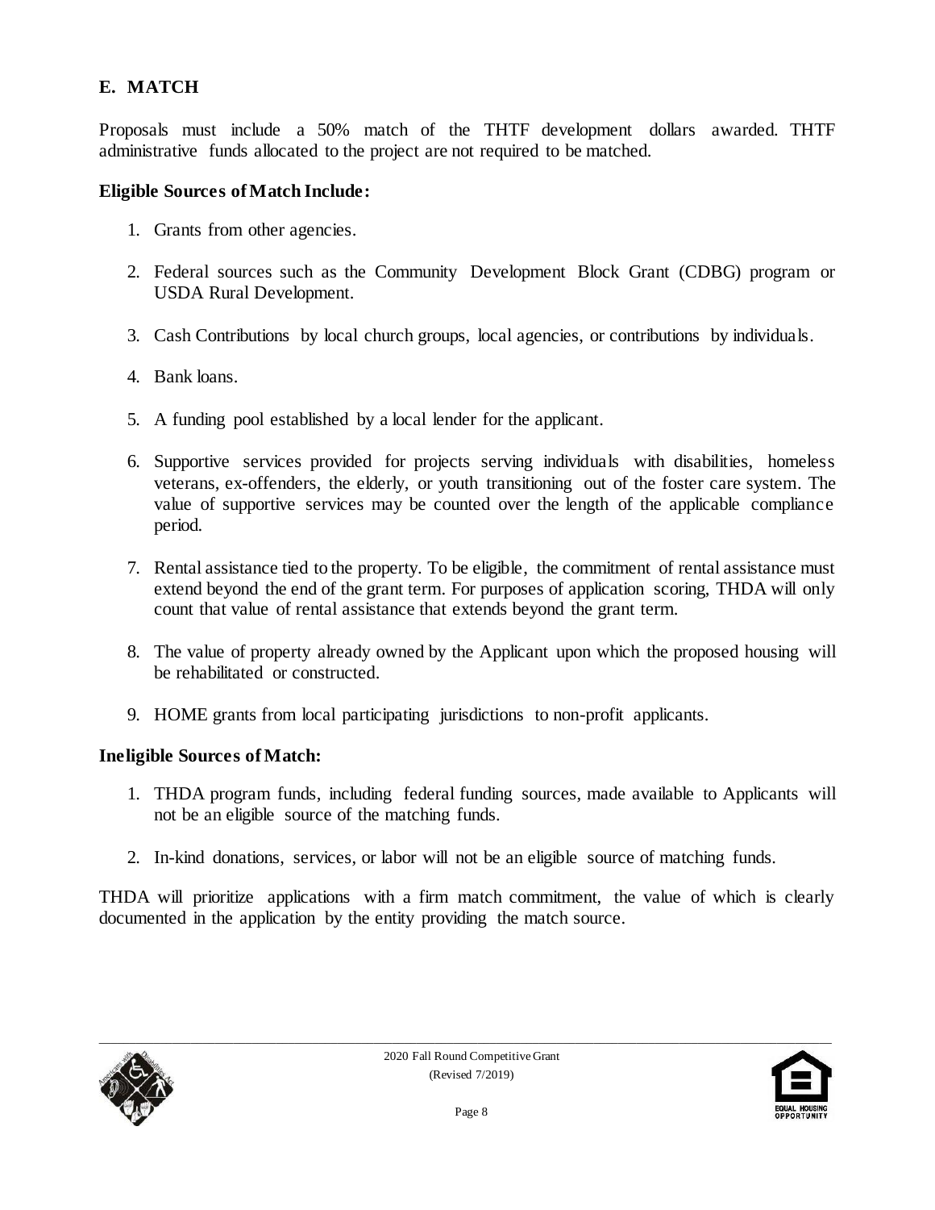## E. MATCH

Proposals must include a 50% match of the THTF development dollars awarded. THTF administrative funds allocated to the project are not required to be matched.

### Eligible Sources of Match Include:

1. Grants from other agencies.
2. Federal sources such as the Community Development Block Grant (CDBG) program or USDA Rural Development.
3. Cash Contributions by local church groups, local agencies, or contributions by individuals.
4. Bank loans.
5. A funding pool established by a local lender for the applicant.
6. Supportive services provided for projects serving individuals with disabilities, homeless veterans, ex-offenders, the elderly, or youth transitioning out of the foster care system. The value of supportive services may be counted over the length of the applicable compliance period.
7. Rental assistance tied to the property. To be eligible, the commitment of rental assistance must extend beyond the end of the grant term. For purposes of application scoring, THDA will only count that value of rental assistance that extends beyond the grant term.
8. The value of property already owned by the Applicant upon which the proposed housing will be rehabilitated or constructed.
9. HOME grants from local participating jurisdictions to non-profit applicants.

### Ineligible Sources of Match:

1. THDA program funds, including federal funding sources, made available to Applicants will not be an eligible source of the matching funds.
2. In-kind donations, services, or labor will not be an eligible source of matching funds.

THDA will prioritize applications with a firm match commitment, the value of which is clearly documented in the application by the entity providing the match source.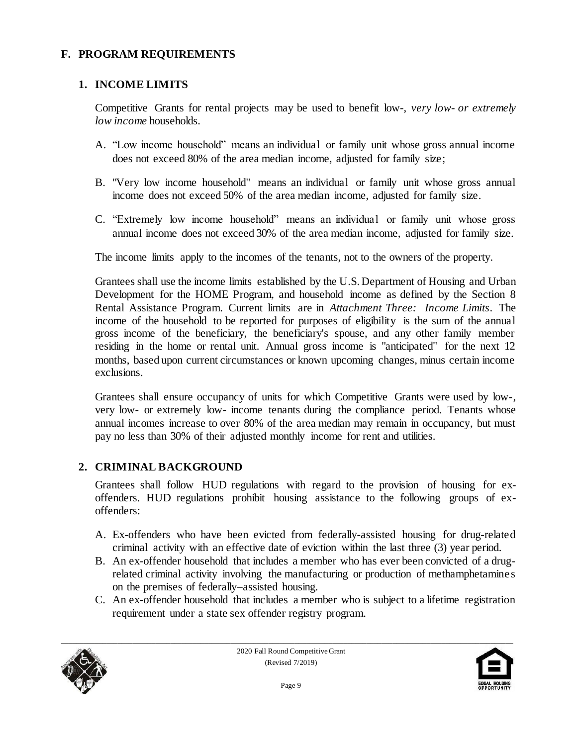## F. PROGRAM REQUIREMENTS

### 1. INCOME LIMITS

Competitive Grants for rental projects may be used to benefit low-, *very low- or extremely low income* households.

A. "Low income household" means an individual or family unit whose gross annual income does not exceed 80% of the area median income, adjusted for family size;

B. "Very low income household" means an individual or family unit whose gross annual income does not exceed 50% of the area median income, adjusted for family size.

C. "Extremely low income household" means an individual or family unit whose gross annual income does not exceed 30% of the area median income, adjusted for family size.

The income limits apply to the incomes of the tenants, not to the owners of the property.

Grantees shall use the income limits established by the U.S. Department of Housing and Urban Development for the HOME Program, and household income as defined by the Section 8 Rental Assistance Program. Current limits are in *Attachment Three: Income Limits*. The income of the household to be reported for purposes of eligibility is the sum of the annual gross income of the beneficiary, the beneficiary's spouse, and any other family member residing in the home or rental unit. Annual gross income is "anticipated" for the next 12 months, based upon current circumstances or known upcoming changes, minus certain income exclusions.

Grantees shall ensure occupancy of units for which Competitive Grants were used by low-, very low- or extremely low- income tenants during the compliance period. Tenants whose annual incomes increase to over 80% of the area median may remain in occupancy, but must pay no less than 30% of their adjusted monthly income for rent and utilities.

### 2. CRIMINAL BACKGROUND

Grantees shall follow HUD regulations with regard to the provision of housing for ex-offenders. HUD regulations prohibit housing assistance to the following groups of ex-offenders:

A. Ex-offenders who have been evicted from federally-assisted housing for drug-related criminal activity with an effective date of eviction within the last three (3) year period.
B. An ex-offender household that includes a member who has ever been convicted of a drug-related criminal activity involving the manufacturing or production of methamphetamines on the premises of federally–assisted housing.
C. An ex-offender household that includes a member who is subject to a lifetime registration requirement under a state sex offender registry program.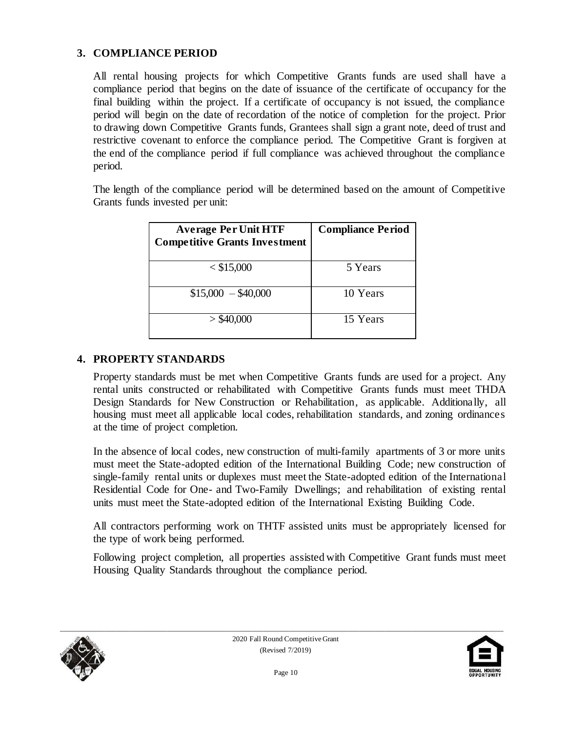## 3. COMPLIANCE PERIOD

All rental housing projects for which Competitive Grants funds are used shall have a compliance period that begins on the date of issuance of the certificate of occupancy for the final building within the project. If a certificate of occupancy is not issued, the compliance period will begin on the date of recordation of the notice of completion for the project. Prior to drawing down Competitive Grants funds, Grantees shall sign a grant note, deed of trust and restrictive covenant to enforce the compliance period. The Competitive Grant is forgiven at the end of the compliance period if full compliance was achieved throughout the compliance period.

The length of the compliance period will be determined based on the amount of Competitive Grants funds invested per unit:

| Average Per Unit HTF Competitive Grants Investment | Compliance Period |
|---|---|
| < $15,000 | 5 Years |
| $15,000 – $40,000 | 10 Years |
| > $40,000 | 15 Years |

## 4. PROPERTY STANDARDS

Property standards must be met when Competitive Grants funds are used for a project. Any rental units constructed or rehabilitated with Competitive Grants funds must meet THDA Design Standards for New Construction or Rehabilitation, as applicable. Additionally, all housing must meet all applicable local codes, rehabilitation standards, and zoning ordinances at the time of project completion.

In the absence of local codes, new construction of multi-family apartments of 3 or more units must meet the State-adopted edition of the International Building Code; new construction of single-family rental units or duplexes must meet the State-adopted edition of the International Residential Code for One- and Two-Family Dwellings; and rehabilitation of existing rental units must meet the State-adopted edition of the International Existing Building Code.

All contractors performing work on THTF assisted units must be appropriately licensed for the type of work being performed.

Following project completion, all properties assisted with Competitive Grant funds must meet Housing Quality Standards throughout the compliance period.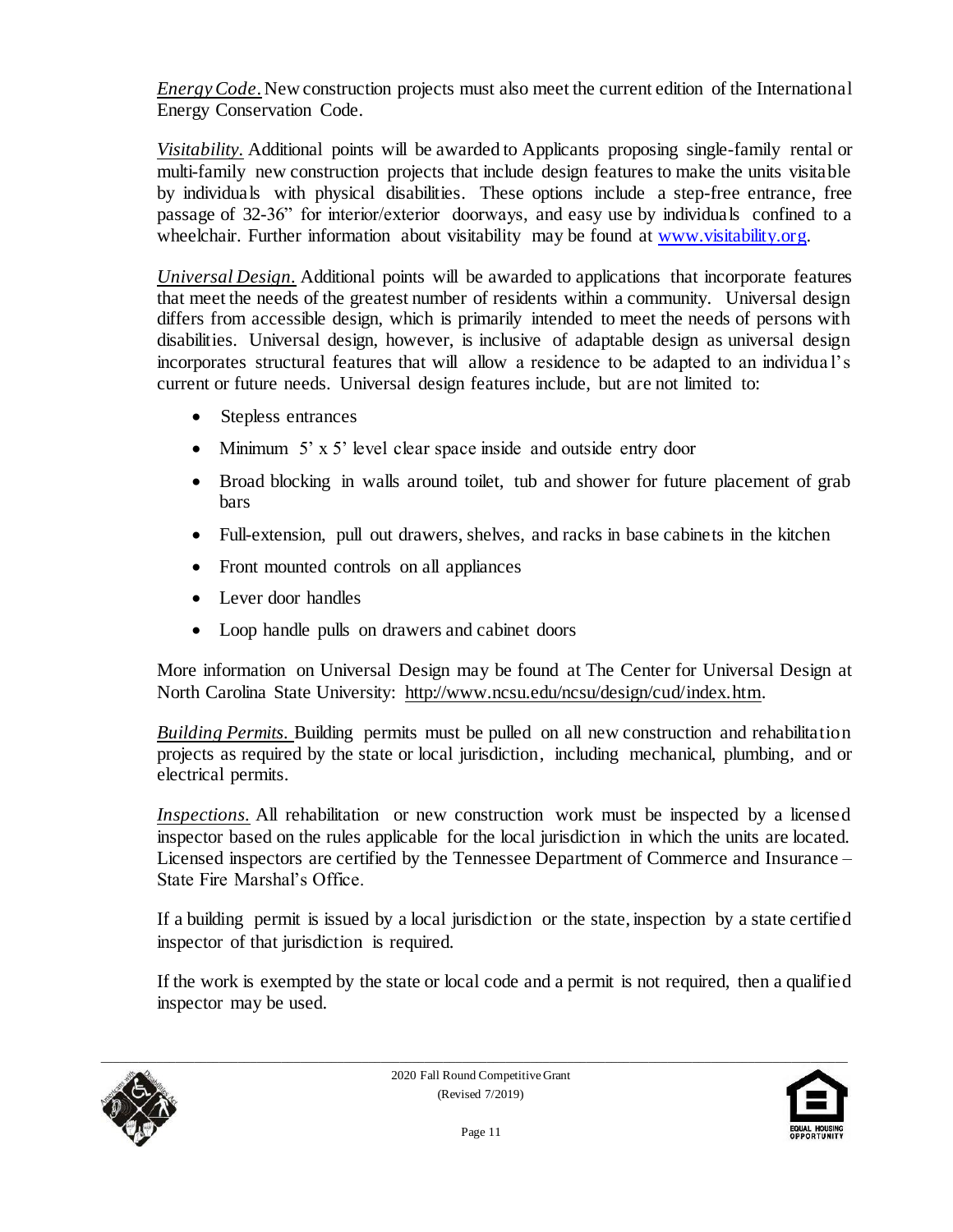*Energy Code.* New construction projects must also meet the current edition of the International Energy Conservation Code.

*Visitability.* Additional points will be awarded to Applicants proposing single-family rental or multi-family new construction projects that include design features to make the units visitable by individuals with physical disabilities. These options include a step-free entrance, free passage of 32-36" for interior/exterior doorways, and easy use by individuals confined to a wheelchair. Further information about visitability may be found at www.visitability.org.

*Universal Design.* Additional points will be awarded to applications that incorporate features that meet the needs of the greatest number of residents within a community. Universal design differs from accessible design, which is primarily intended to meet the needs of persons with disabilities. Universal design, however, is inclusive of adaptable design as universal design incorporates structural features that will allow a residence to be adapted to an individual's current or future needs. Universal design features include, but are not limited to:

- Stepless entrances
- Minimum 5' x 5' level clear space inside and outside entry door
- Broad blocking in walls around toilet, tub and shower for future placement of grab bars
- Full-extension, pull out drawers, shelves, and racks in base cabinets in the kitchen
- Front mounted controls on all appliances
- Lever door handles
- Loop handle pulls on drawers and cabinet doors

More information on Universal Design may be found at The Center for Universal Design at North Carolina State University: http://www.ncsu.edu/ncsu/design/cud/index.htm.

*Building Permits.* Building permits must be pulled on all new construction and rehabilitation projects as required by the state or local jurisdiction, including mechanical, plumbing, and or electrical permits.

*Inspections.* All rehabilitation or new construction work must be inspected by a licensed inspector based on the rules applicable for the local jurisdiction in which the units are located. Licensed inspectors are certified by the Tennessee Department of Commerce and Insurance – State Fire Marshal's Office.

If a building permit is issued by a local jurisdiction or the state, inspection by a state certified inspector of that jurisdiction is required.

If the work is exempted by the state or local code and a permit is not required, then a qualified inspector may be used.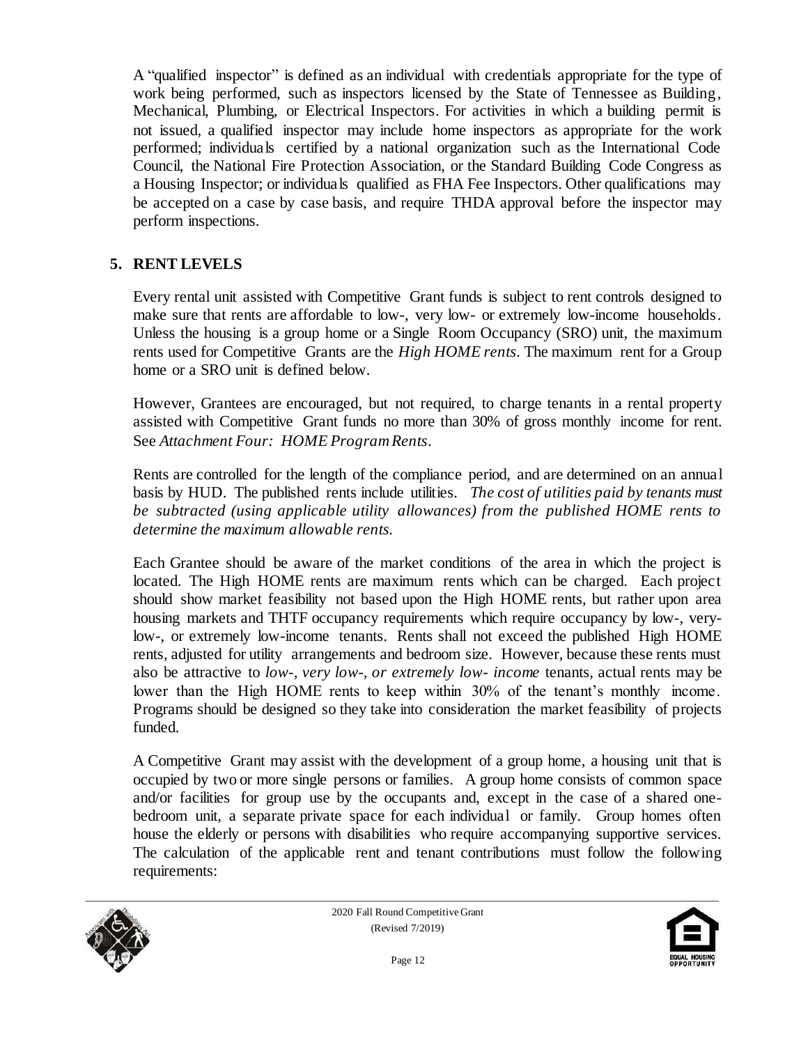A "qualified inspector" is defined as an individual with credentials appropriate for the type of work being performed, such as inspectors licensed by the State of Tennessee as Building, Mechanical, Plumbing, or Electrical Inspectors. For activities in which a building permit is not issued, a qualified inspector may include home inspectors as appropriate for the work performed; individuals certified by a national organization such as the International Code Council, the National Fire Protection Association, or the Standard Building Code Congress as a Housing Inspector; or individuals qualified as FHA Fee Inspectors. Other qualifications may be accepted on a case by case basis, and require THDA approval before the inspector may perform inspections.

## 5. RENT LEVELS

Every rental unit assisted with Competitive Grant funds is subject to rent controls designed to make sure that rents are affordable to low-, very low- or extremely low-income households. Unless the housing is a group home or a Single Room Occupancy (SRO) unit, the maximum rents used for Competitive Grants are the *High HOME rents*. The maximum rent for a Group home or a SRO unit is defined below.

However, Grantees are encouraged, but not required, to charge tenants in a rental property assisted with Competitive Grant funds no more than 30% of gross monthly income for rent. See *Attachment Four: HOME Program Rents*.

Rents are controlled for the length of the compliance period, and are determined on an annual basis by HUD. The published rents include utilities. *The cost of utilities paid by tenants must be subtracted (using applicable utility allowances) from the published HOME rents to determine the maximum allowable rents.*

Each Grantee should be aware of the market conditions of the area in which the project is located. The High HOME rents are maximum rents which can be charged. Each project should show market feasibility not based upon the High HOME rents, but rather upon area housing markets and THTF occupancy requirements which require occupancy by low-, very-low-, or extremely low-income tenants. Rents shall not exceed the published High HOME rents, adjusted for utility arrangements and bedroom size. However, because these rents must also be attractive to *low-, very low-, or extremely low- income* tenants, actual rents may be lower than the High HOME rents to keep within 30% of the tenant's monthly income. Programs should be designed so they take into consideration the market feasibility of projects funded.

A Competitive Grant may assist with the development of a group home, a housing unit that is occupied by two or more single persons or families. A group home consists of common space and/or facilities for group use by the occupants and, except in the case of a shared one-bedroom unit, a separate private space for each individual or family. Group homes often house the elderly or persons with disabilities who require accompanying supportive services. The calculation of the applicable rent and tenant contributions must follow the following requirements: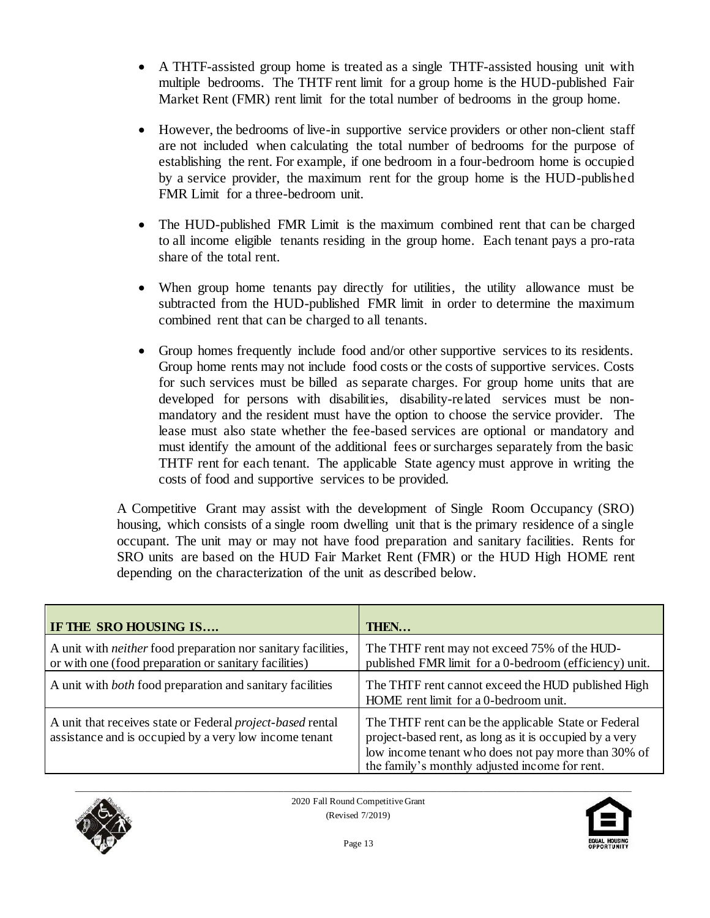- A THTF-assisted group home is treated as a single THTF-assisted housing unit with multiple bedrooms. The THTF rent limit for a group home is the HUD-published Fair Market Rent (FMR) rent limit for the total number of bedrooms in the group home.

- However, the bedrooms of live-in supportive service providers or other non-client staff are not included when calculating the total number of bedrooms for the purpose of establishing the rent. For example, if one bedroom in a four-bedroom home is occupied by a service provider, the maximum rent for the group home is the HUD-published FMR Limit for a three-bedroom unit.

- The HUD-published FMR Limit is the maximum combined rent that can be charged to all income eligible tenants residing in the group home. Each tenant pays a pro-rata share of the total rent.

- When group home tenants pay directly for utilities, the utility allowance must be subtracted from the HUD-published FMR limit in order to determine the maximum combined rent that can be charged to all tenants.

- Group homes frequently include food and/or other supportive services to its residents. Group home rents may not include food costs or the costs of supportive services. Costs for such services must be billed as separate charges. For group home units that are developed for persons with disabilities, disability-related services must be non-mandatory and the resident must have the option to choose the service provider. The lease must also state whether the fee-based services are optional or mandatory and must identify the amount of the additional fees or surcharges separately from the basic THTF rent for each tenant. The applicable State agency must approve in writing the costs of food and supportive services to be provided.

A Competitive Grant may assist with the development of Single Room Occupancy (SRO) housing, which consists of a single room dwelling unit that is the primary residence of a single occupant. The unit may or may not have food preparation and sanitary facilities. Rents for SRO units are based on the HUD Fair Market Rent (FMR) or the HUD High HOME rent depending on the characterization of the unit as described below.

| **IF THE SRO HOUSING IS….** | **THEN…** |
|---|---|
| A unit with *neither* food preparation nor sanitary facilities, or with one (food preparation or sanitary facilities) | The THTF rent may not exceed 75% of the HUD-published FMR limit for a 0-bedroom (efficiency) unit. |
| A unit with *both* food preparation and sanitary facilities | The THTF rent cannot exceed the HUD published High HOME rent limit for a 0-bedroom unit. |
| A unit that receives state or Federal *project-based* rental assistance and is occupied by a very low income tenant | The THTF rent can be the applicable State or Federal project-based rent, as long as it is occupied by a very low income tenant who does not pay more than 30% of the family's monthly adjusted income for rent. |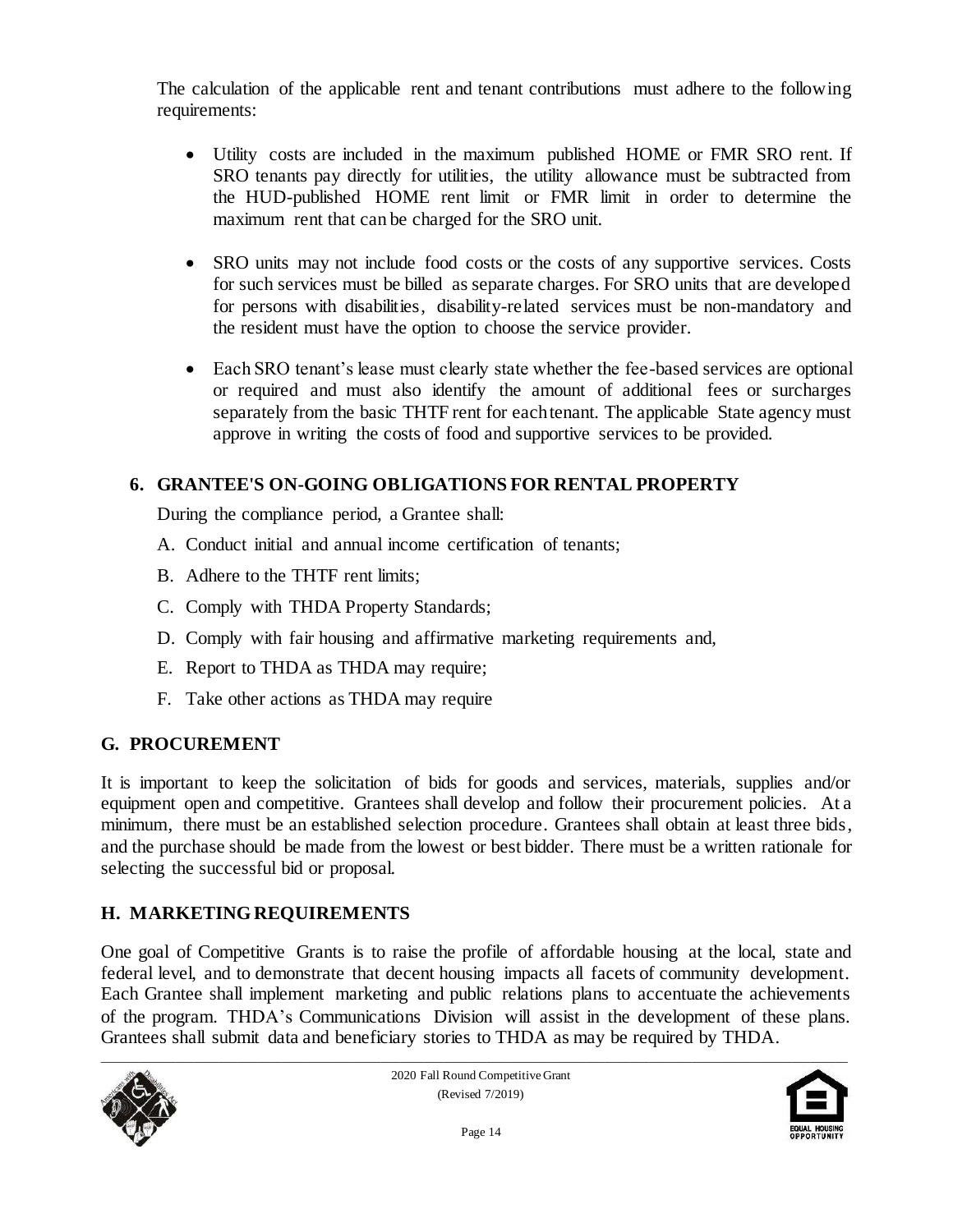The calculation of the applicable rent and tenant contributions must adhere to the following requirements:

- Utility costs are included in the maximum published HOME or FMR SRO rent. If SRO tenants pay directly for utilities, the utility allowance must be subtracted from the HUD-published HOME rent limit or FMR limit in order to determine the maximum rent that can be charged for the SRO unit.

- SRO units may not include food costs or the costs of any supportive services. Costs for such services must be billed as separate charges. For SRO units that are developed for persons with disabilities, disability-related services must be non-mandatory and the resident must have the option to choose the service provider.

- Each SRO tenant's lease must clearly state whether the fee-based services are optional or required and must also identify the amount of additional fees or surcharges separately from the basic THTF rent for each tenant. The applicable State agency must approve in writing the costs of food and supportive services to be provided.

### 6. GRANTEE'S ON-GOING OBLIGATIONS FOR RENTAL PROPERTY

During the compliance period, a Grantee shall:

A. Conduct initial and annual income certification of tenants;

B. Adhere to the THTF rent limits;

C. Comply with THDA Property Standards;

D. Comply with fair housing and affirmative marketing requirements and,

E. Report to THDA as THDA may require;

F. Take other actions as THDA may require

## G. PROCUREMENT

It is important to keep the solicitation of bids for goods and services, materials, supplies and/or equipment open and competitive. Grantees shall develop and follow their procurement policies. At a minimum, there must be an established selection procedure. Grantees shall obtain at least three bids, and the purchase should be made from the lowest or best bidder. There must be a written rationale for selecting the successful bid or proposal.

## H. MARKETING REQUIREMENTS

One goal of Competitive Grants is to raise the profile of affordable housing at the local, state and federal level, and to demonstrate that decent housing impacts all facets of community development. Each Grantee shall implement marketing and public relations plans to accentuate the achievements of the program. THDA's Communications Division will assist in the development of these plans. Grantees shall submit data and beneficiary stories to THDA as may be required by THDA.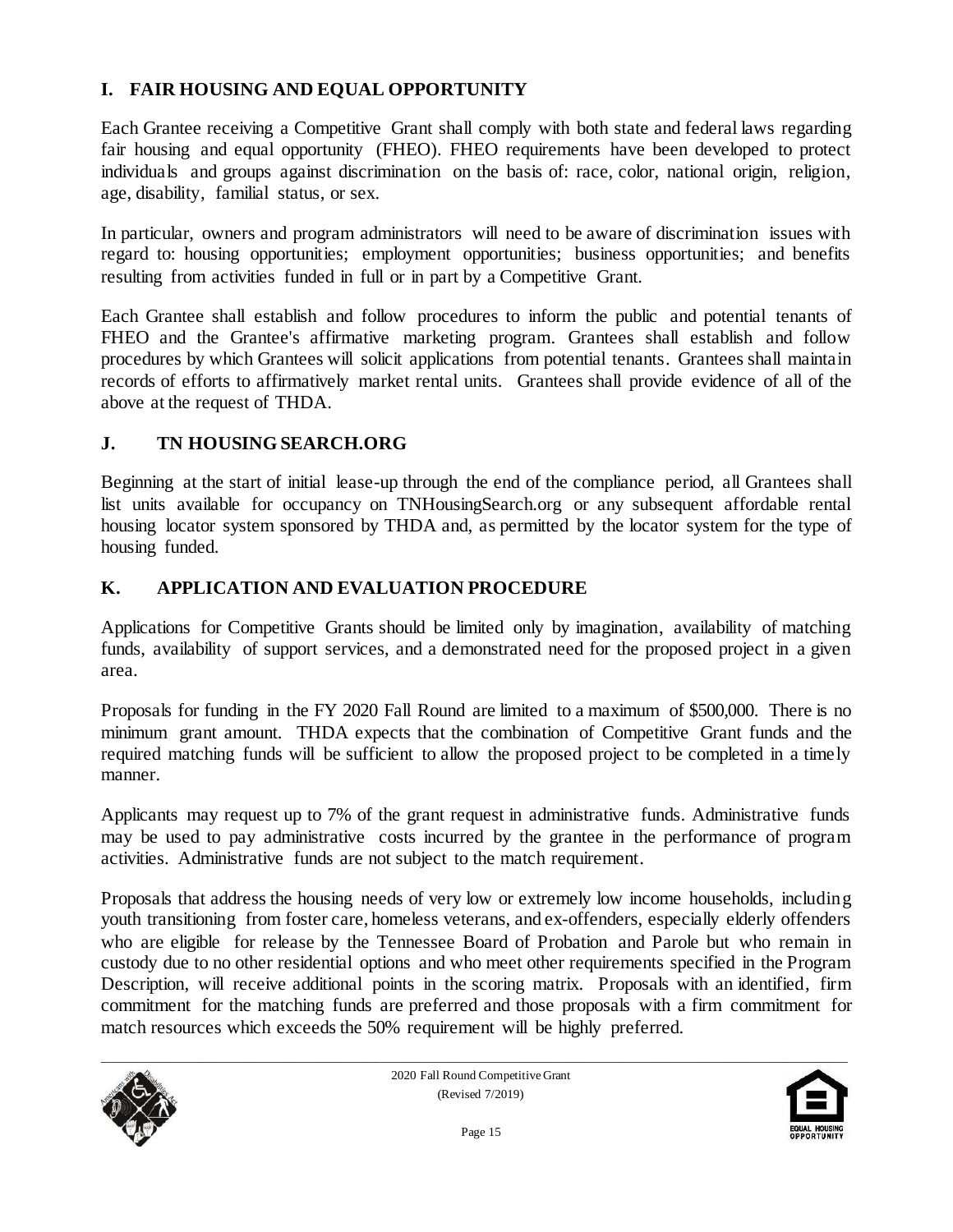## I. FAIR HOUSING AND EQUAL OPPORTUNITY

Each Grantee receiving a Competitive Grant shall comply with both state and federal laws regarding fair housing and equal opportunity (FHEO). FHEO requirements have been developed to protect individuals and groups against discrimination on the basis of: race, color, national origin, religion, age, disability, familial status, or sex.

In particular, owners and program administrators will need to be aware of discrimination issues with regard to: housing opportunities; employment opportunities; business opportunities; and benefits resulting from activities funded in full or in part by a Competitive Grant.

Each Grantee shall establish and follow procedures to inform the public and potential tenants of FHEO and the Grantee's affirmative marketing program. Grantees shall establish and follow procedures by which Grantees will solicit applications from potential tenants. Grantees shall maintain records of efforts to affirmatively market rental units. Grantees shall provide evidence of all of the above at the request of THDA.

## J. TN HOUSING SEARCH.ORG

Beginning at the start of initial lease-up through the end of the compliance period, all Grantees shall list units available for occupancy on TNHousingSearch.org or any subsequent affordable rental housing locator system sponsored by THDA and, as permitted by the locator system for the type of housing funded.

## K. APPLICATION AND EVALUATION PROCEDURE

Applications for Competitive Grants should be limited only by imagination, availability of matching funds, availability of support services, and a demonstrated need for the proposed project in a given area.

Proposals for funding in the FY 2020 Fall Round are limited to a maximum of $500,000. There is no minimum grant amount. THDA expects that the combination of Competitive Grant funds and the required matching funds will be sufficient to allow the proposed project to be completed in a timely manner.

Applicants may request up to 7% of the grant request in administrative funds. Administrative funds may be used to pay administrative costs incurred by the grantee in the performance of program activities. Administrative funds are not subject to the match requirement.

Proposals that address the housing needs of very low or extremely low income households, including youth transitioning from foster care, homeless veterans, and ex-offenders, especially elderly offenders who are eligible for release by the Tennessee Board of Probation and Parole but who remain in custody due to no other residential options and who meet other requirements specified in the Program Description, will receive additional points in the scoring matrix. Proposals with an identified, firm commitment for the matching funds are preferred and those proposals with a firm commitment for match resources which exceeds the 50% requirement will be highly preferred.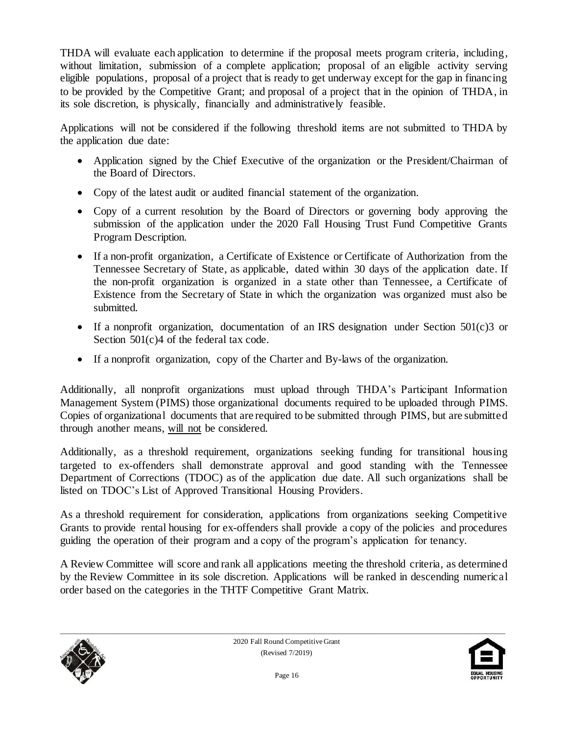THDA will evaluate each application to determine if the proposal meets program criteria, including, without limitation, submission of a complete application; proposal of an eligible activity serving eligible populations, proposal of a project that is ready to get underway except for the gap in financing to be provided by the Competitive Grant; and proposal of a project that in the opinion of THDA, in its sole discretion, is physically, financially and administratively feasible.

Applications will not be considered if the following threshold items are not submitted to THDA by the application due date:

- Application signed by the Chief Executive of the organization or the President/Chairman of the Board of Directors.
- Copy of the latest audit or audited financial statement of the organization.
- Copy of a current resolution by the Board of Directors or governing body approving the submission of the application under the 2020 Fall Housing Trust Fund Competitive Grants Program Description.
- If a non-profit organization, a Certificate of Existence or Certificate of Authorization from the Tennessee Secretary of State, as applicable, dated within 30 days of the application date. If the non-profit organization is organized in a state other than Tennessee, a Certificate of Existence from the Secretary of State in which the organization was organized must also be submitted.
- If a nonprofit organization, documentation of an IRS designation under Section 501(c)3 or Section 501(c)4 of the federal tax code.
- If a nonprofit organization, copy of the Charter and By-laws of the organization.

Additionally, all nonprofit organizations must upload through THDA's Participant Information Management System (PIMS) those organizational documents required to be uploaded through PIMS. Copies of organizational documents that are required to be submitted through PIMS, but are submitted through another means, <u>will not</u> be considered.

Additionally, as a threshold requirement, organizations seeking funding for transitional housing targeted to ex-offenders shall demonstrate approval and good standing with the Tennessee Department of Corrections (TDOC) as of the application due date. All such organizations shall be listed on TDOC's List of Approved Transitional Housing Providers.

As a threshold requirement for consideration, applications from organizations seeking Competitive Grants to provide rental housing for ex-offenders shall provide a copy of the policies and procedures guiding the operation of their program and a copy of the program's application for tenancy.

A Review Committee will score and rank all applications meeting the threshold criteria, as determined by the Review Committee in its sole discretion. Applications will be ranked in descending numerical order based on the categories in the THTF Competitive Grant Matrix.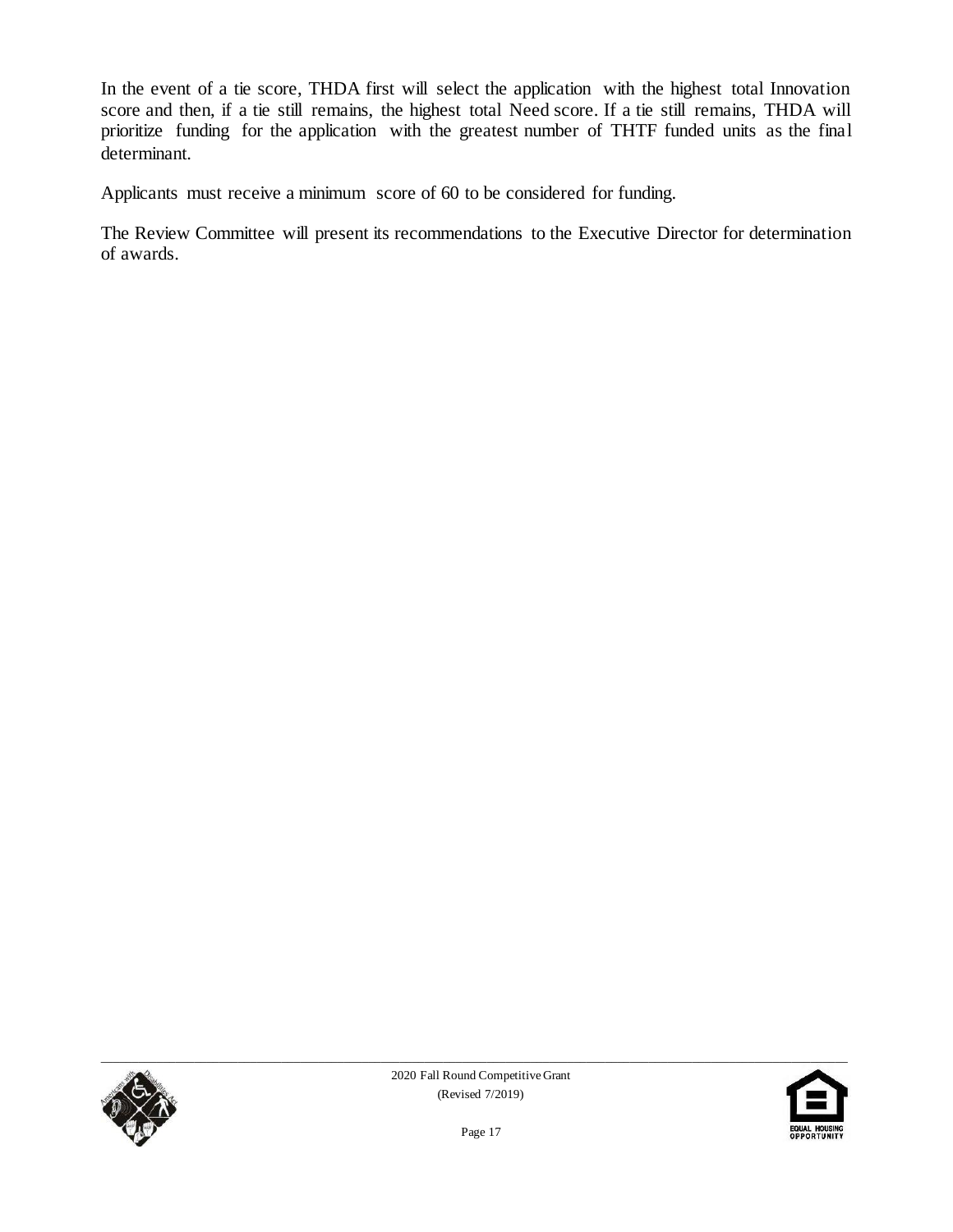In the event of a tie score, THDA first will select the application with the highest total Innovation score and then, if a tie still remains, the highest total Need score. If a tie still remains, THDA will prioritize funding for the application with the greatest number of THTF funded units as the final determinant.

Applicants must receive a minimum score of 60 to be considered for funding.

The Review Committee will present its recommendations to the Executive Director for determination of awards.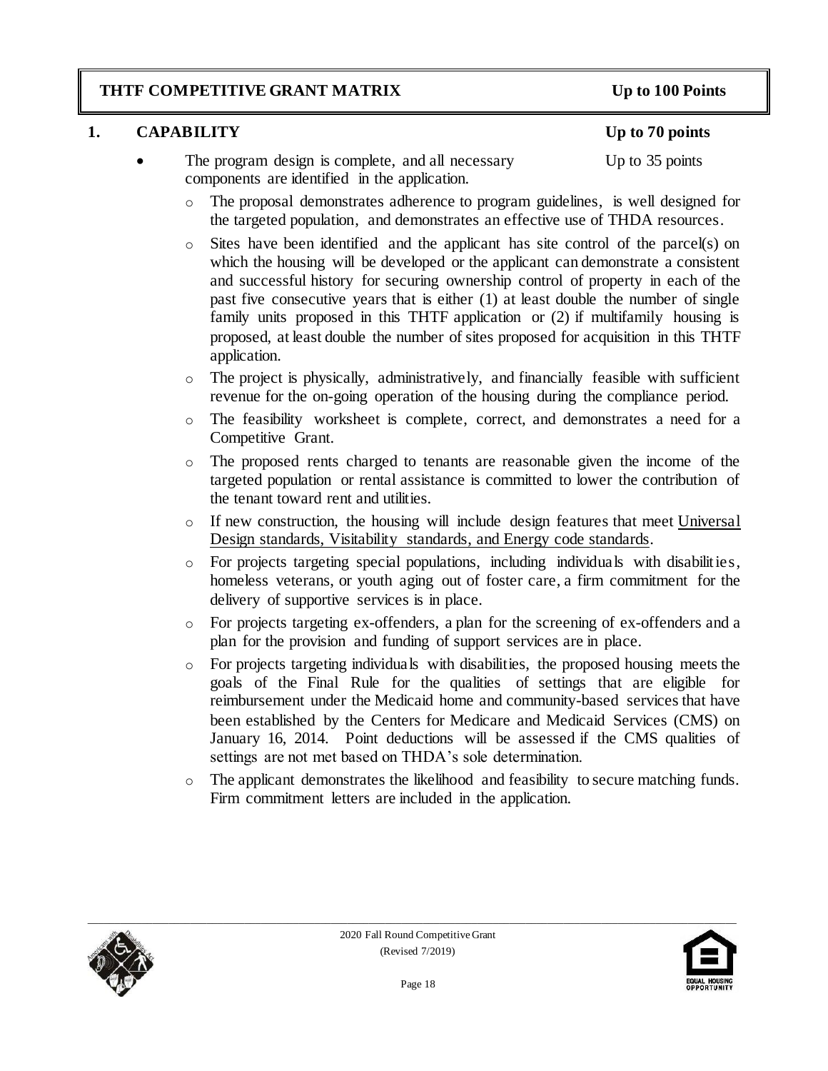## THTF COMPETITIVE GRANT MATRIX — Up to 100 Points

### 1. CAPABILITY — Up to 70 points

- The program design is complete, and all necessary components are identified in the application. — Up to 35 points
  - The proposal demonstrates adherence to program guidelines, is well designed for the targeted population, and demonstrates an effective use of THDA resources.
  - Sites have been identified and the applicant has site control of the parcel(s) on which the housing will be developed or the applicant can demonstrate a consistent and successful history for securing ownership control of property in each of the past five consecutive years that is either (1) at least double the number of single family units proposed in this THTF application or (2) if multifamily housing is proposed, at least double the number of sites proposed for acquisition in this THTF application.
  - The project is physically, administratively, and financially feasible with sufficient revenue for the on-going operation of the housing during the compliance period.
  - The feasibility worksheet is complete, correct, and demonstrates a need for a Competitive Grant.
  - The proposed rents charged to tenants are reasonable given the income of the targeted population or rental assistance is committed to lower the contribution of the tenant toward rent and utilities.
  - If new construction, the housing will include design features that meet <u>Universal Design standards, Visitability standards, and Energy code standards</u>.
  - For projects targeting special populations, including individuals with disabilities, homeless veterans, or youth aging out of foster care, a firm commitment for the delivery of supportive services is in place.
  - For projects targeting ex-offenders, a plan for the screening of ex-offenders and a plan for the provision and funding of support services are in place.
  - For projects targeting individuals with disabilities, the proposed housing meets the goals of the Final Rule for the qualities of settings that are eligible for reimbursement under the Medicaid home and community-based services that have been established by the Centers for Medicare and Medicaid Services (CMS) on January 16, 2014. Point deductions will be assessed if the CMS qualities of settings are not met based on THDA's sole determination.
  - The applicant demonstrates the likelihood and feasibility to secure matching funds. Firm commitment letters are included in the application.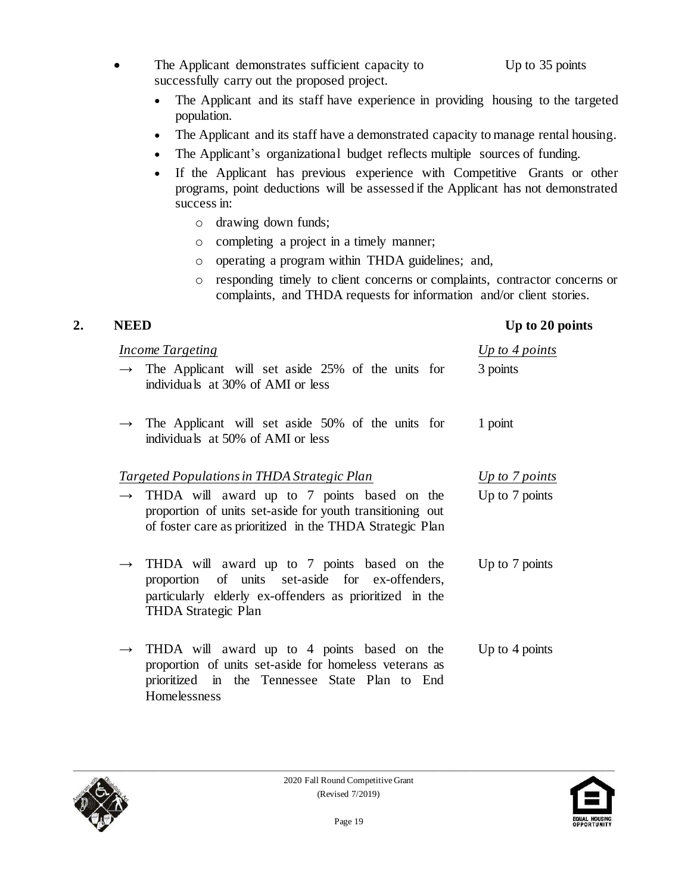- The Applicant demonstrates sufficient capacity to successfully carry out the proposed project. Up to 35 points
  - The Applicant and its staff have experience in providing housing to the targeted population.
  - The Applicant and its staff have a demonstrated capacity to manage rental housing.
  - The Applicant's organizational budget reflects multiple sources of funding.
  - If the Applicant has previous experience with Competitive Grants or other programs, point deductions will be assessed if the Applicant has not demonstrated success in:
    - drawing down funds;
    - completing a project in a timely manner;
    - operating a program within THDA guidelines; and,
    - responding timely to client concerns or complaints, contractor concerns or complaints, and THDA requests for information and/or client stories.

## 2. NEED — Up to 20 points

| | |
|---|---|
| *<u>Income Targeting</u>* | *<u>Up to 4 points</u>* |
| → The Applicant will set aside 25% of the units for individuals at 30% of AMI or less | 3 points |
| → The Applicant will set aside 50% of the units for individuals at 50% of AMI or less | 1 point |
| *<u>Targeted Populations in THDA Strategic Plan</u>* | *<u>Up to 7 points</u>* |
| → THDA will award up to 7 points based on the proportion of units set-aside for youth transitioning out of foster care as prioritized in the THDA Strategic Plan | Up to 7 points |
| → THDA will award up to 7 points based on the proportion of units set-aside for ex-offenders, particularly elderly ex-offenders as prioritized in the THDA Strategic Plan | Up to 7 points |
| → THDA will award up to 4 points based on the proportion of units set-aside for homeless veterans as prioritized in the Tennessee State Plan to End Homelessness | Up to 4 points |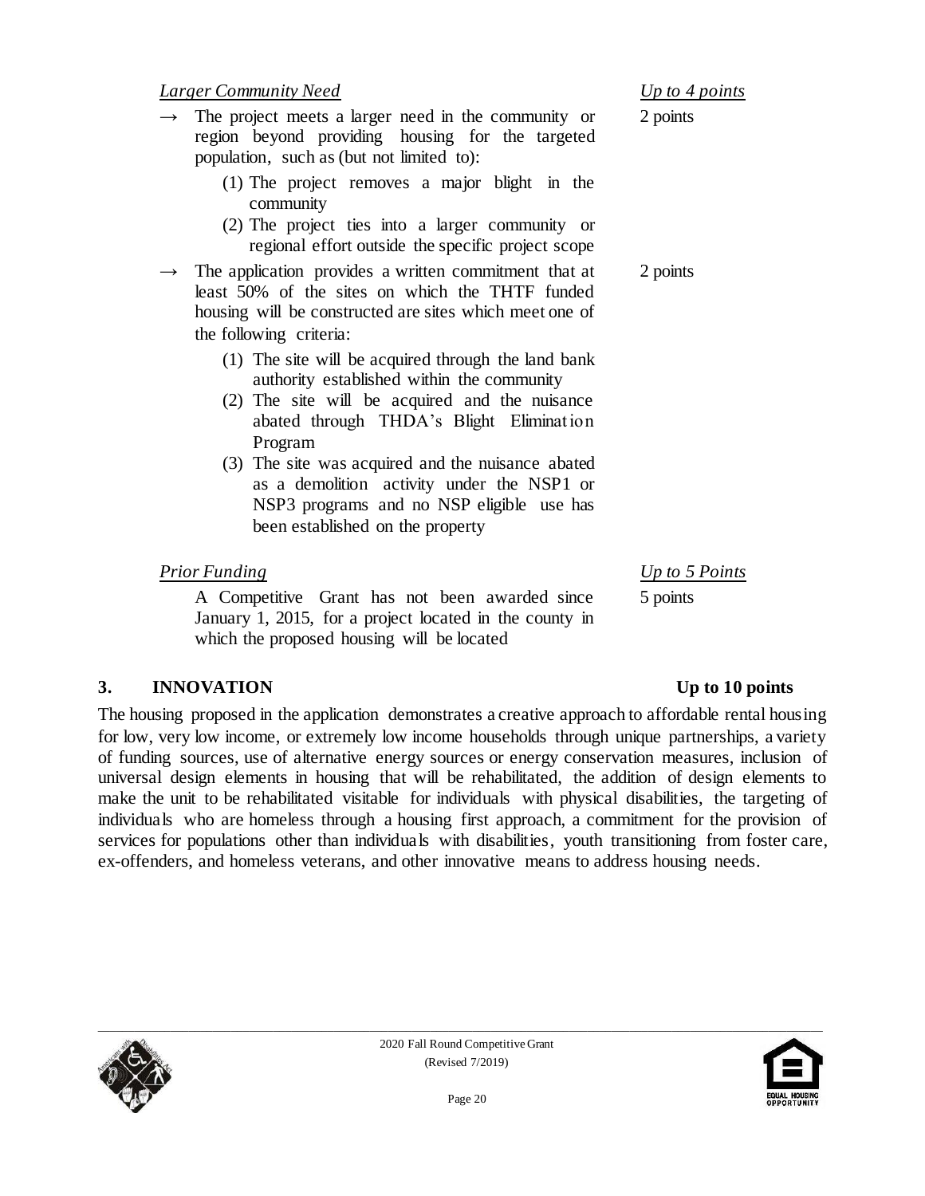*Larger Community Need* — *Up to 4 points*

→ The project meets a larger need in the community or region beyond providing housing for the targeted population, such as (but not limited to): — 2 points

(1) The project removes a major blight in the community
(2) The project ties into a larger community or regional effort outside the specific project scope

→ The application provides a written commitment that at least 50% of the sites on which the THTF funded housing will be constructed are sites which meet one of the following criteria: — 2 points

(1) The site will be acquired through the land bank authority established within the community
(2) The site will be acquired and the nuisance abated through THDA's Blight Elimination Program
(3) The site was acquired and the nuisance abated as a demolition activity under the NSP1 or NSP3 programs and no NSP eligible use has been established on the property

*Prior Funding* — *Up to 5 Points*

A Competitive Grant has not been awarded since January 1, 2015, for a project located in the county in which the proposed housing will be located — 5 points

## 3. INNOVATION — Up to 10 points

The housing proposed in the application demonstrates a creative approach to affordable rental housing for low, very low income, or extremely low income households through unique partnerships, a variety of funding sources, use of alternative energy sources or energy conservation measures, inclusion of universal design elements in housing that will be rehabilitated, the addition of design elements to make the unit to be rehabilitated visitable for individuals with physical disabilities, the targeting of individuals who are homeless through a housing first approach, a commitment for the provision of services for populations other than individuals with disabilities, youth transitioning from foster care, ex-offenders, and homeless veterans, and other innovative means to address housing needs.